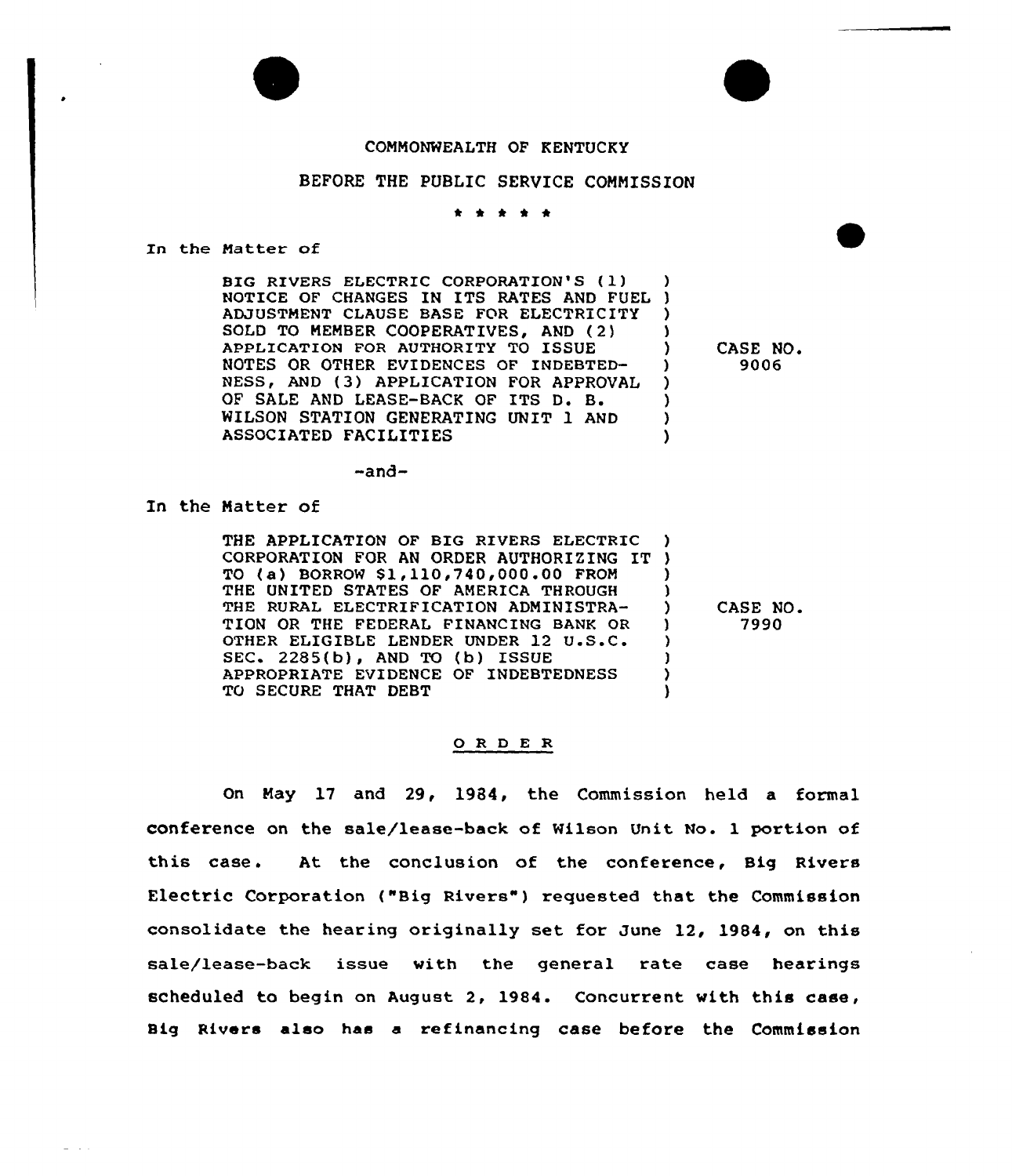COMMONWEALTH OF KENTUCKY

BEFORE THE PUBLIC SERVICE COMMISSION

\* \* \* \* \*

In the Matter of

| | |
|---|---|
| BIG RIVERS ELECTRIC CORPORATION'S (1) NOTICE OF CHANGES IN ITS RATES AND FUEL ADJUSTMENT CLAUSE BASE FOR ELECTRICITY SOLD TO MEMBER COOPERATIVES, AND (2) APPLICATION FOR AUTHORITY TO ISSUE NOTES OR OTHER EVIDENCES OF INDEBTEDNESS, AND (3) APPLICATION FOR APPROVAL OF SALE AND LEASE-BACK OF ITS D. B. WILSON STATION GENERATING UNIT 1 AND ASSOCIATED FACILITIES | CASE NO. 9006 |

-and-

In the Matter of

| | |
|---|---|
| THE APPLICATION OF BIG RIVERS ELECTRIC CORPORATION FOR AN ORDER AUTHORIZING IT TO (a) BORROW $1,110,740,000.00 FROM THE UNITED STATES OF AMERICA THROUGH THE RURAL ELECTRIFICATION ADMINISTRATION OR THE FEDERAL FINANCING BANK OR OTHER ELIGIBLE LENDER UNDER 12 U.S.C. SEC. 2285(b), AND TO (b) ISSUE APPROPRIATE EVIDENCE OF INDEBTEDNESS TO SECURE THAT DEBT | CASE NO. 7990 |

## O R D E R

On May 17 and 29, 1984, the Commission held a formal conference on the sale/lease-back of Wilson Unit No. 1 portion of this case. At the conclusion of the conference, Big Rivers Electric Corporation ("Big Rivers") requested that the Commission consolidate the hearing originally set for June 12, 1984, on this sale/lease-back issue with the general rate case hearings scheduled to begin on August 2, 1984. Concurrent with this case, Big Rivers also has a refinancing case before the Commission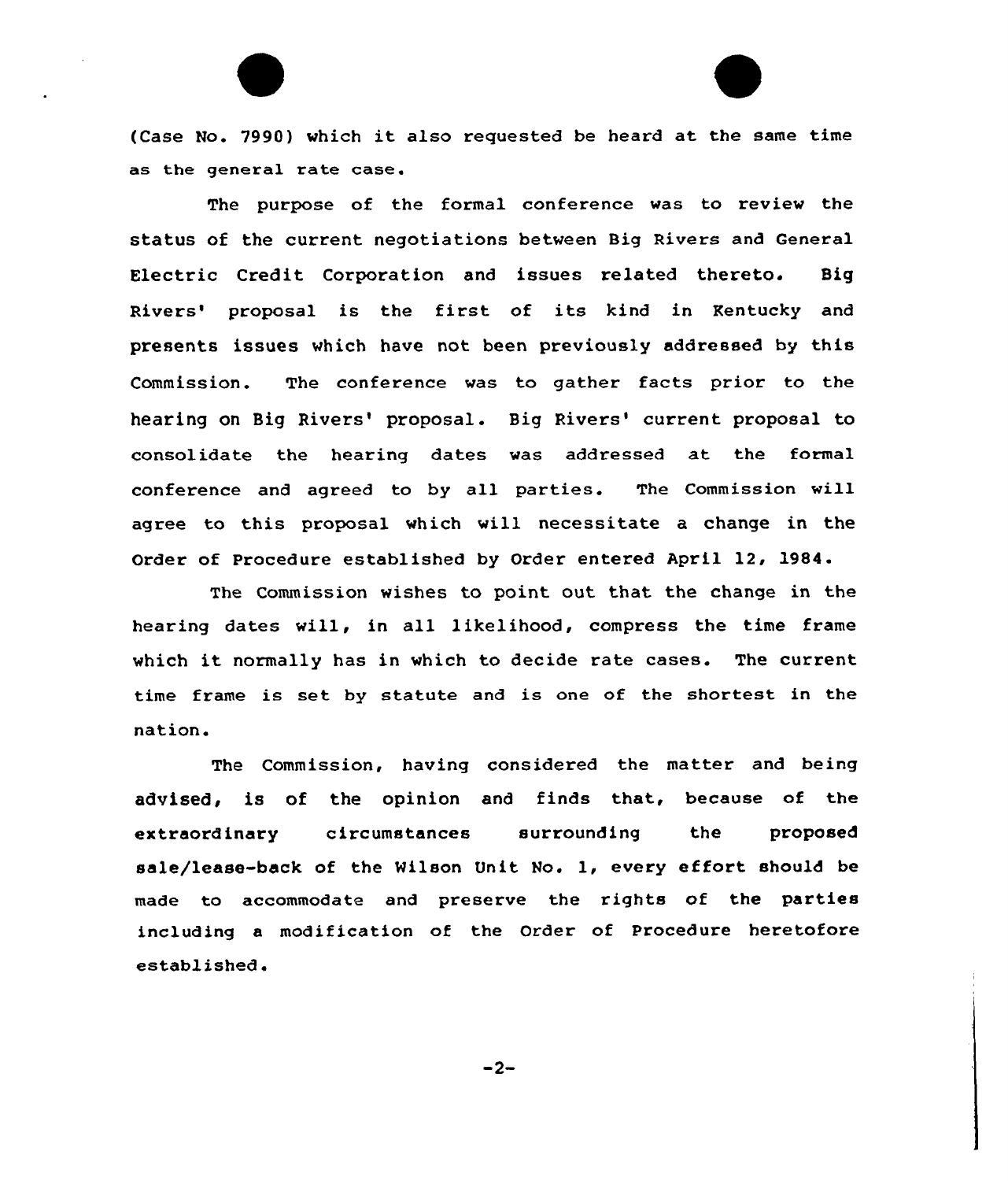(Case No. 7990) which it also requested be heard at the same time as the general rate case.

The purpose of the formal conference was to review the status of the current negotiations between Big Rivers and General Electric Credit Corporation and issues related thereto. Big Rivers' proposal is the first of its kind in Kentucky and presents issues which have not been previously addressed by this Commission. The conference was to gather facts prior to the hearing on Big Rivers' proposal. Big Rivers' current proposal to consolidate the hearing dates was addressed at the formal conference and agreed to by all parties. The Commission will agree to this proposal which will necessitate a change in the Order of Procedure established by Order entered April 12, 1984.

The Commission wishes to point out that the change in the hearing dates will, in all likelihood, compress the time frame which it normally has in which to decide rate cases. The current time frame is set by statute and is one of the shortest in the nation.

The Commission, having considered the matter and being advised, is of the opinion and finds that, because of the extraordinary circumstances surrounding the proposed sale/lease-back of the Wilson Unit No. 1, every effort should be made to accommodate and preserve the rights of the parties including a modification of the Order of Procedure heretofore established.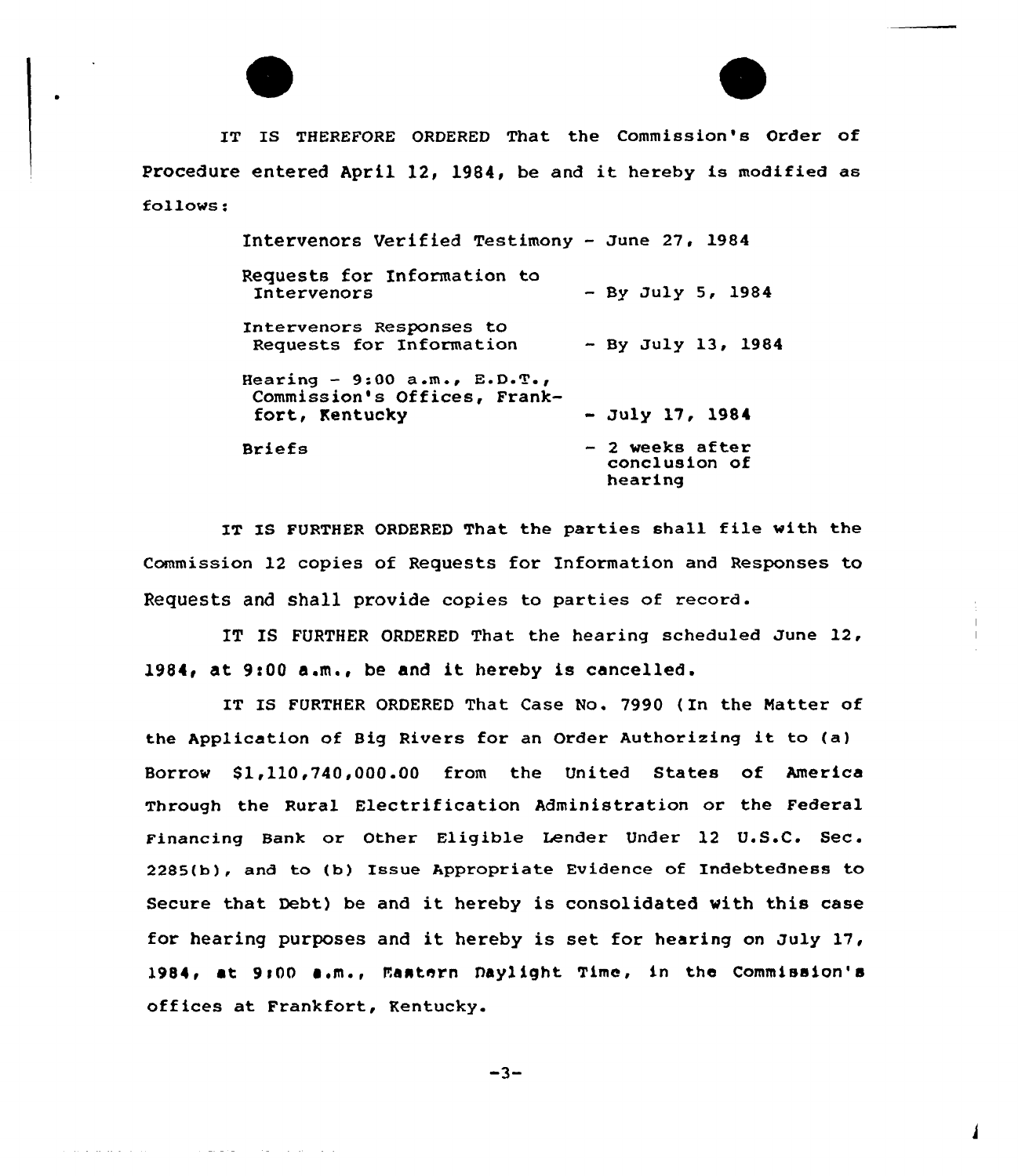IT IS THEREFORE ORDERED That the Commission's Order of Procedure entered April 12, 1984, be and it hereby is modified as follows:

| | |
|---|---|
| Intervenors Verified Testimony | - June 27, 1984 |
| Requests for Information to Intervenors | - By July 5, 1984 |
| Intervenors Responses to Requests for Information | - By July 13, 1984 |
| Hearing - 9:00 a.m., E.D.T., Commission's Offices, Frankfort, Kentucky | - July 17, 1984 |
| Briefs | - 2 weeks after conclusion of hearing |

IT IS FURTHER ORDERED That the parties shall file with the Commission 12 copies of Requests for Information and Responses to Requests and shall provide copies to parties of record.

IT IS FURTHER ORDERED That the hearing scheduled June 12, 1984, at 9:00 a.m., be and it hereby is cancelled.

IT IS FURTHER ORDERED That Case No. 7990 (In the Matter of the Application of Big Rivers for an Order Authorizing it to (a) Borrow $1,110,740,000.00 from the United States of America Through the Rural Electrification Administration or the Federal Financing Bank or Other Eligible Lender Under 12 U.S.C. Sec. 2285(b), and to (b) Issue Appropriate Evidence of Indebtedness to Secure that Debt) be and it hereby is consolidated with this case for hearing purposes and it hereby is set for hearing on July 17, 1984, at 9:00 a.m., Eastern Daylight Time, in the Commission's offices at Frankfort, Kentucky.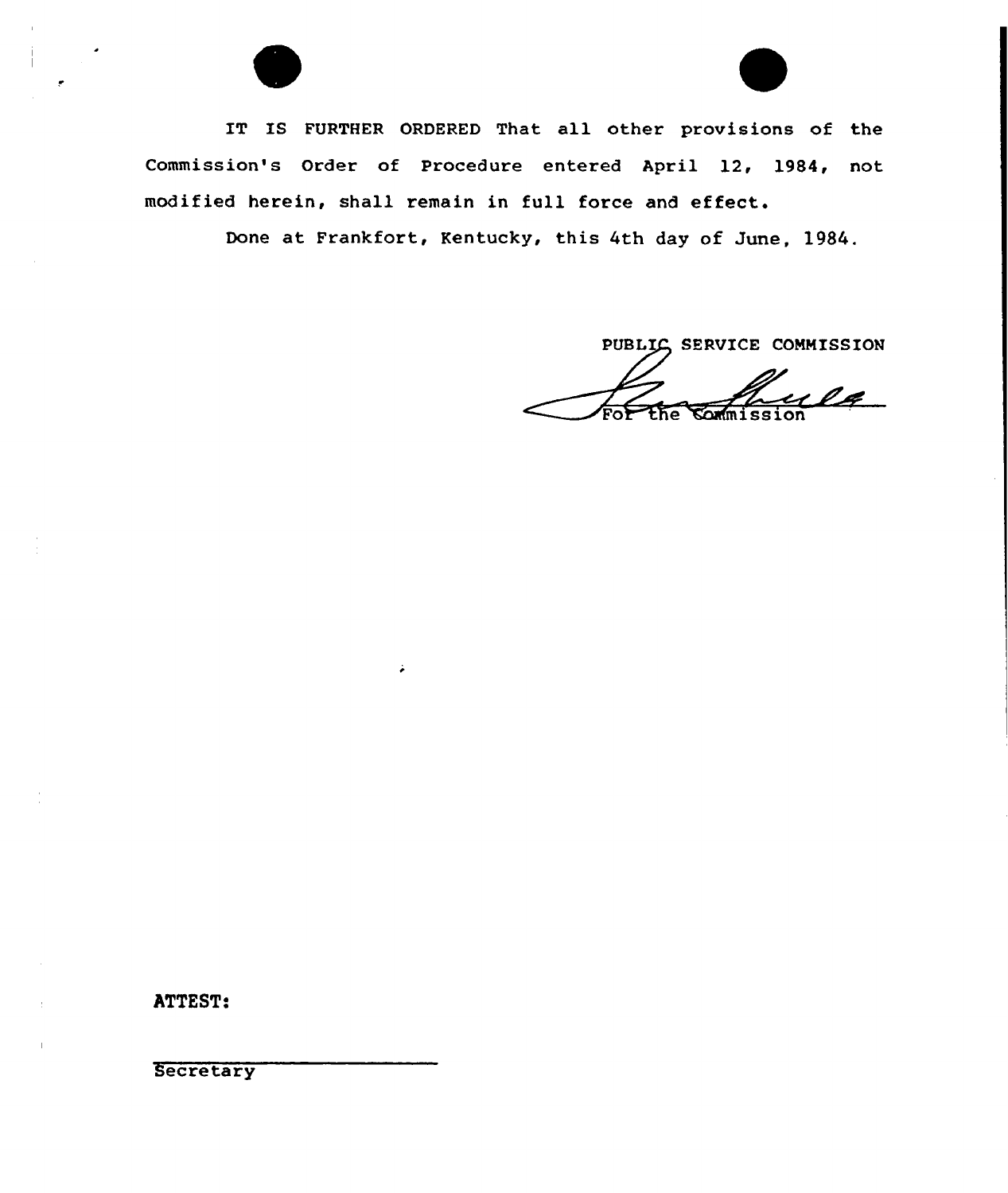IT IS FURTHER ORDERED That all other provisions of the Commission's Order of Procedure entered April 12, 1984, not modified herein, shall remain in full force and effect.

Done at Frankfort, Kentucky, this 4th day of June, 1984.

PUBLIC SERVICE COMMISSION

For the Commission

ATTEST:

Secretary